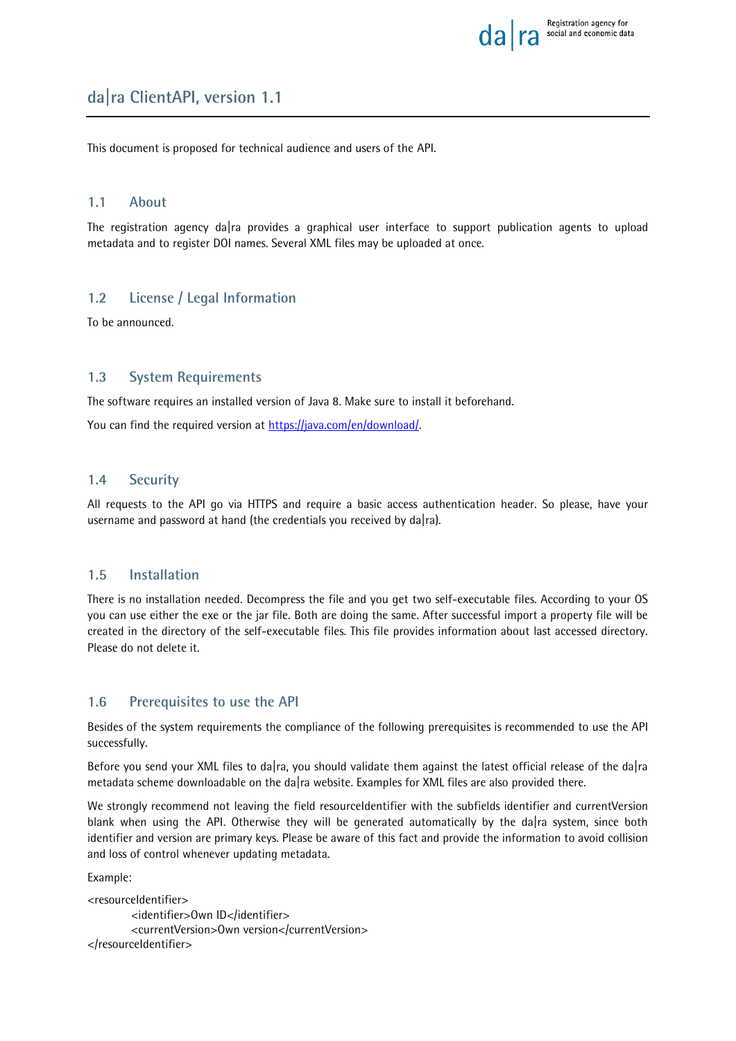# da|ra ClientAPI, version 1.1

This document is proposed for technical audience and users of the API.

## 1.1 About

The registration agency da|ra provides a graphical user interface to support publication agents to upload metadata and to register DOI names. Several XML files may be uploaded at once.

## 1.2 License / Legal Information

To be announced.

## 1.3 System Requirements

The software requires an installed version of Java 8. Make sure to install it beforehand.

You can find the required version at https://java.com/en/download/.

## 1.4 Security

All requests to the API go via HTTPS and require a basic access authentication header. So please, have your username and password at hand (the credentials you received by da|ra).

## 1.5 Installation

There is no installation needed. Decompress the file and you get two self-executable files. According to your OS you can use either the exe or the jar file. Both are doing the same. After successful import a property file will be created in the directory of the self-executable files. This file provides information about last accessed directory. Please do not delete it.

## 1.6 Prerequisites to use the API

Besides of the system requirements the compliance of the following prerequisites is recommended to use the API successfully.

Before you send your XML files to da|ra, you should validate them against the latest official release of the da|ra metadata scheme downloadable on the da|ra website. Examples for XML files are also provided there.

We strongly recommend not leaving the field resourceIdentifier with the subfields identifier and currentVersion blank when using the API. Otherwise they will be generated automatically by the da|ra system, since both identifier and version are primary keys. Please be aware of this fact and provide the information to avoid collision and loss of control whenever updating metadata.

Example:

```
<resourceIdentifier>
        <identifier>Own ID</identifier>
        <currentVersion>Own version</currentVersion>
</resourceIdentifier>
```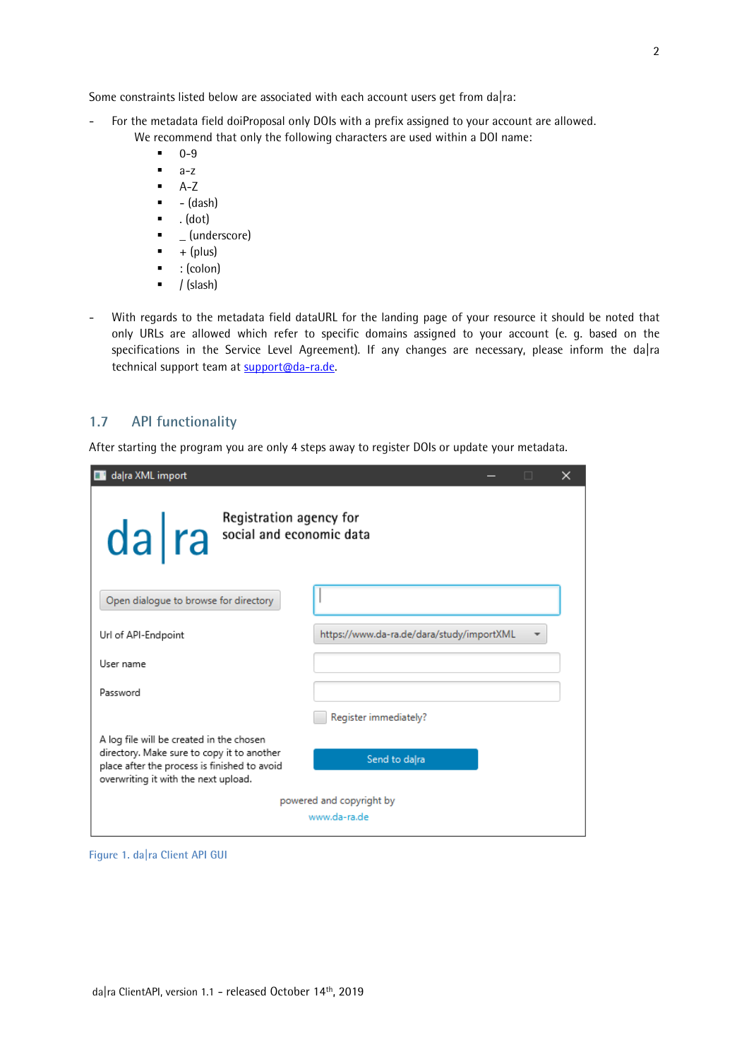Some constraints listed below are associated with each account users get from da|ra:

- For the metadata field doiProposal only DOIs with a prefix assigned to your account are allowed. We recommend that only the following characters are used within a DOI name:
  - 0-9
  - a-z
  - A-Z
  - - (dash)
  - . (dot)
  - _ (underscore)
  - + (plus)
  - : (colon)
  - / (slash)

- With regards to the metadata field dataURL for the landing page of your resource it should be noted that only URLs are allowed which refer to specific domains assigned to your account (e. g. based on the specifications in the Service Level Agreement). If any changes are necessary, please inform the da|ra technical support team at support@da-ra.de.

## 1.7 API functionality

After starting the program you are only 4 steps away to register DOIs or update your metadata.

da|ra XML import

da|ra Registration agency for social and economic data

Open dialogue to browse for directory

Url of API-Endpoint https://www.da-ra.de/dara/study/importXML

User name

Password

Register immediately?

A log file will be created in the chosen directory. Make sure to copy it to another place after the process is finished to avoid overwriting it with the next upload.

Send to da|ra

powered and copyright by www.da-ra.de

Figure 1. da|ra Client API GUI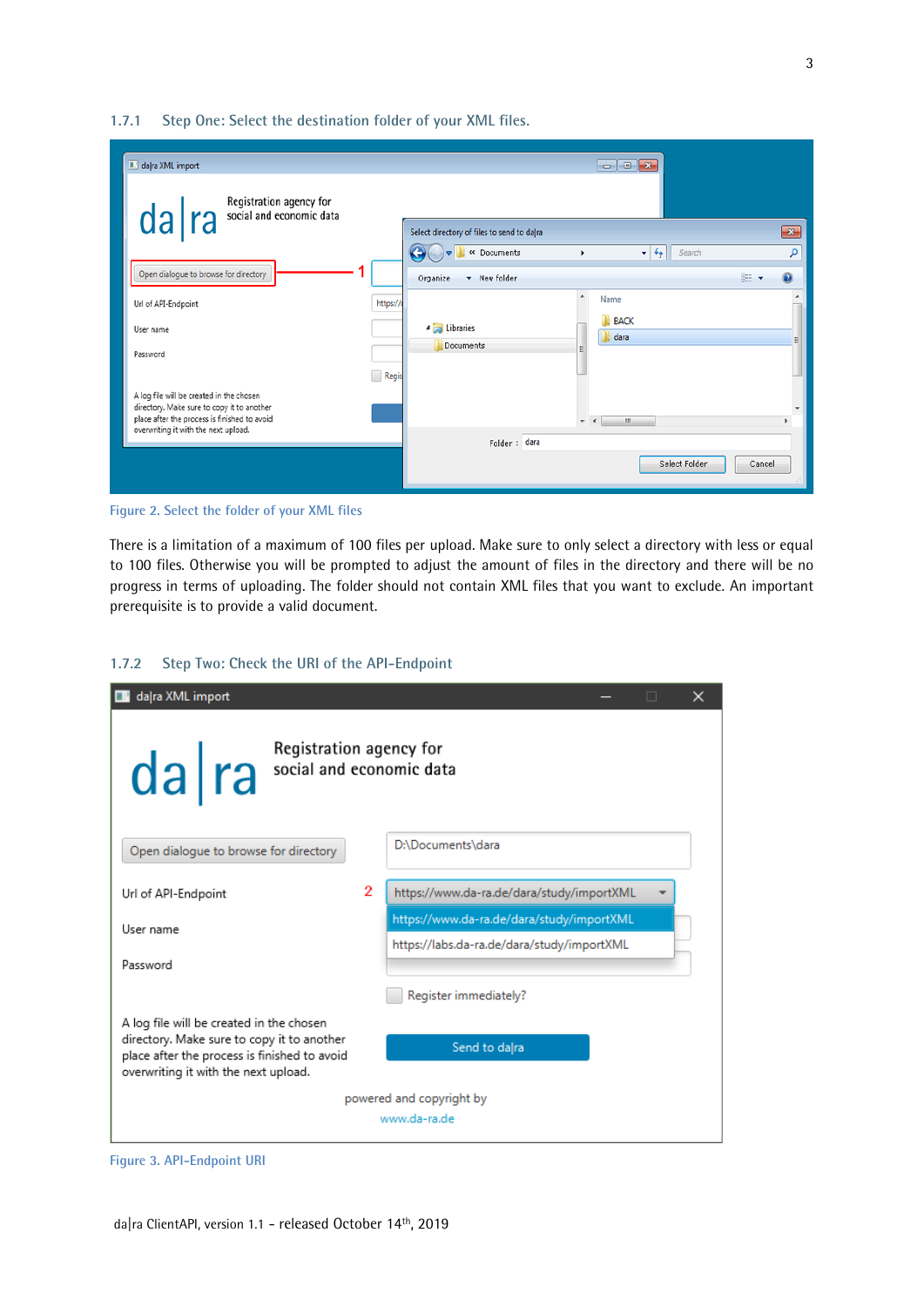### 1.7.1 Step One: Select the destination folder of your XML files.

Figure 2. Select the folder of your XML files

There is a limitation of a maximum of 100 files per upload. Make sure to only select a directory with less or equal to 100 files. Otherwise you will be prompted to adjust the amount of files in the directory and there will be no progress in terms of uploading. The folder should not contain XML files that you want to exclude. An important prerequisite is to provide a valid document.

### 1.7.2 Step Two: Check the URI of the API-Endpoint

Figure 3. API-Endpoint URI

da|ra ClientAPI, version 1.1 – released October 14th, 2019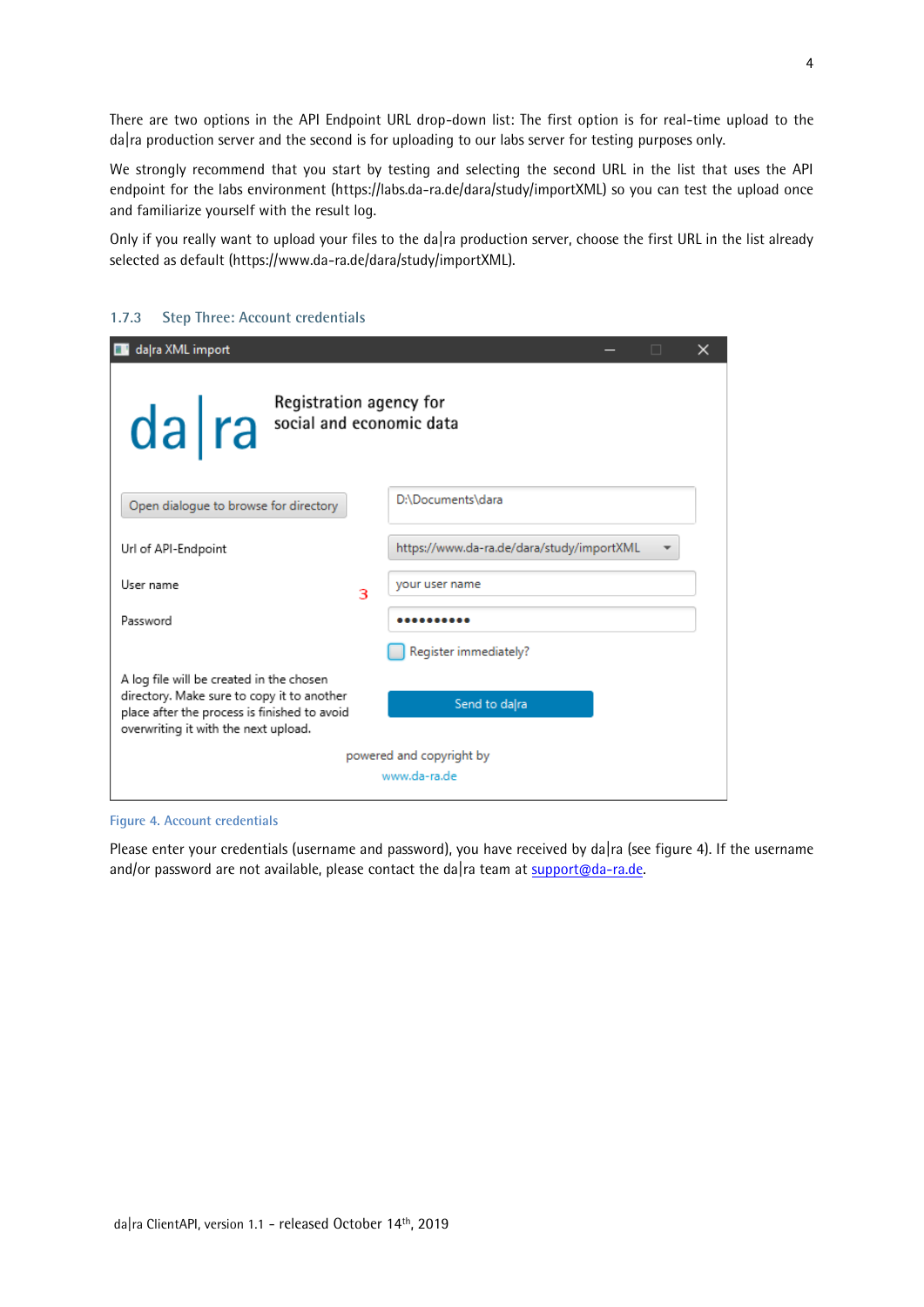There are two options in the API Endpoint URL drop-down list: The first option is for real-time upload to the da|ra production server and the second is for uploading to our labs server for testing purposes only.

We strongly recommend that you start by testing and selecting the second URL in the list that uses the API endpoint for the labs environment (https://labs.da-ra.de/dara/study/importXML) so you can test the upload once and familiarize yourself with the result log.

Only if you really want to upload your files to the da|ra production server, choose the first URL in the list already selected as default (https://www.da-ra.de/dara/study/importXML).

### 1.7.3 Step Three: Account credentials

Figure 4. Account credentials

Please enter your credentials (username and password), you have received by da|ra (see figure 4). If the username and/or password are not available, please contact the da|ra team at support@da-ra.de.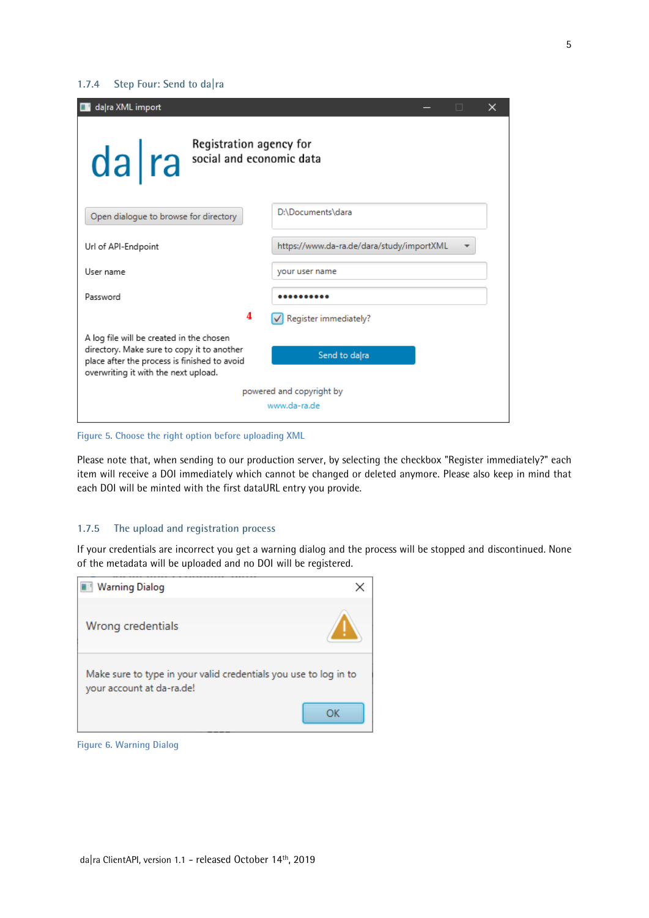### 1.7.4 Step Four: Send to da|ra

Figure 5. Choose the right option before uploading XML

Please note that, when sending to our production server, by selecting the checkbox "Register immediately?" each item will receive a DOI immediately which cannot be changed or deleted anymore. Please also keep in mind that each DOI will be minted with the first dataURL entry you provide.

### 1.7.5 The upload and registration process

If your credentials are incorrect you get a warning dialog and the process will be stopped and discontinued. None of the metadata will be uploaded and no DOI will be registered.

Figure 6. Warning Dialog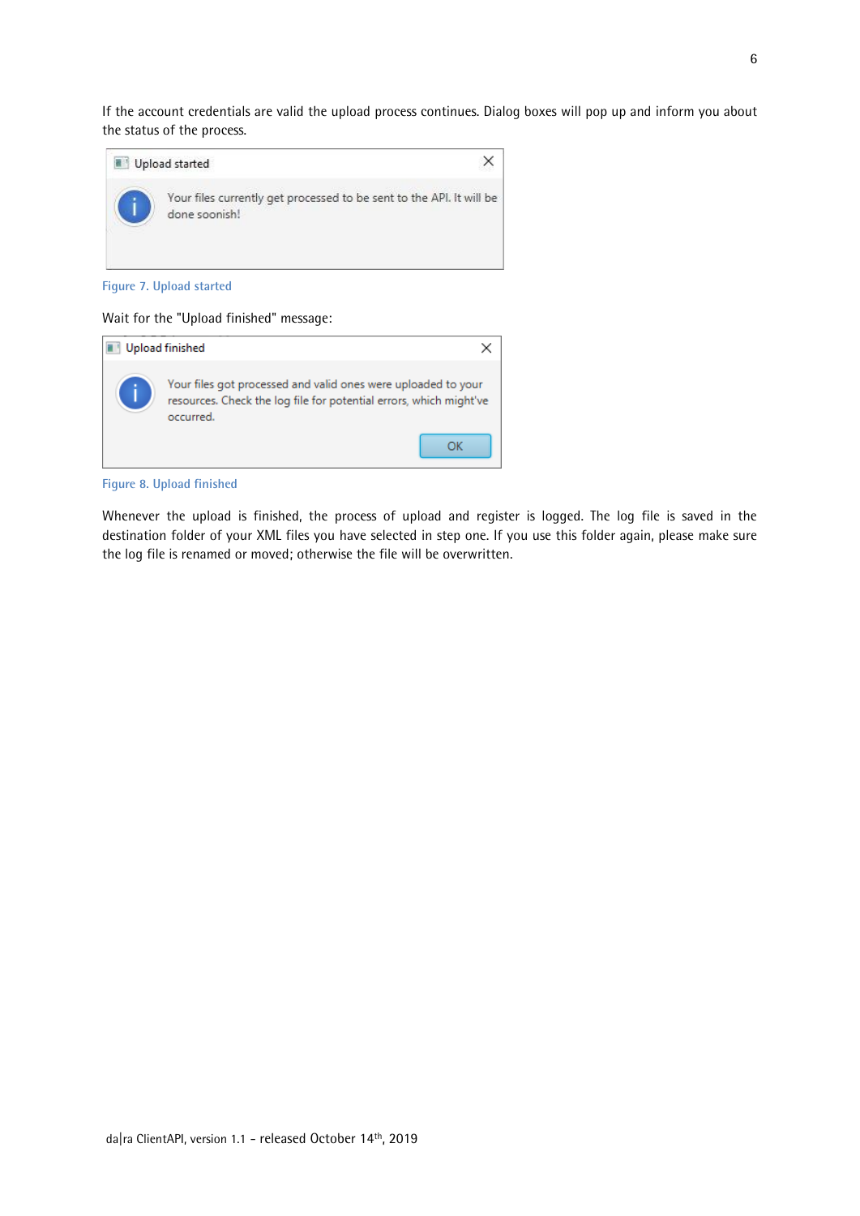If the account credentials are valid the upload process continues. Dialog boxes will pop up and inform you about the status of the process.

Figure 7. Upload started

Wait for the "Upload finished" message:

Figure 8. Upload finished

Whenever the upload is finished, the process of upload and register is logged. The log file is saved in the destination folder of your XML files you have selected in step one. If you use this folder again, please make sure the log file is renamed or moved; otherwise the file will be overwritten.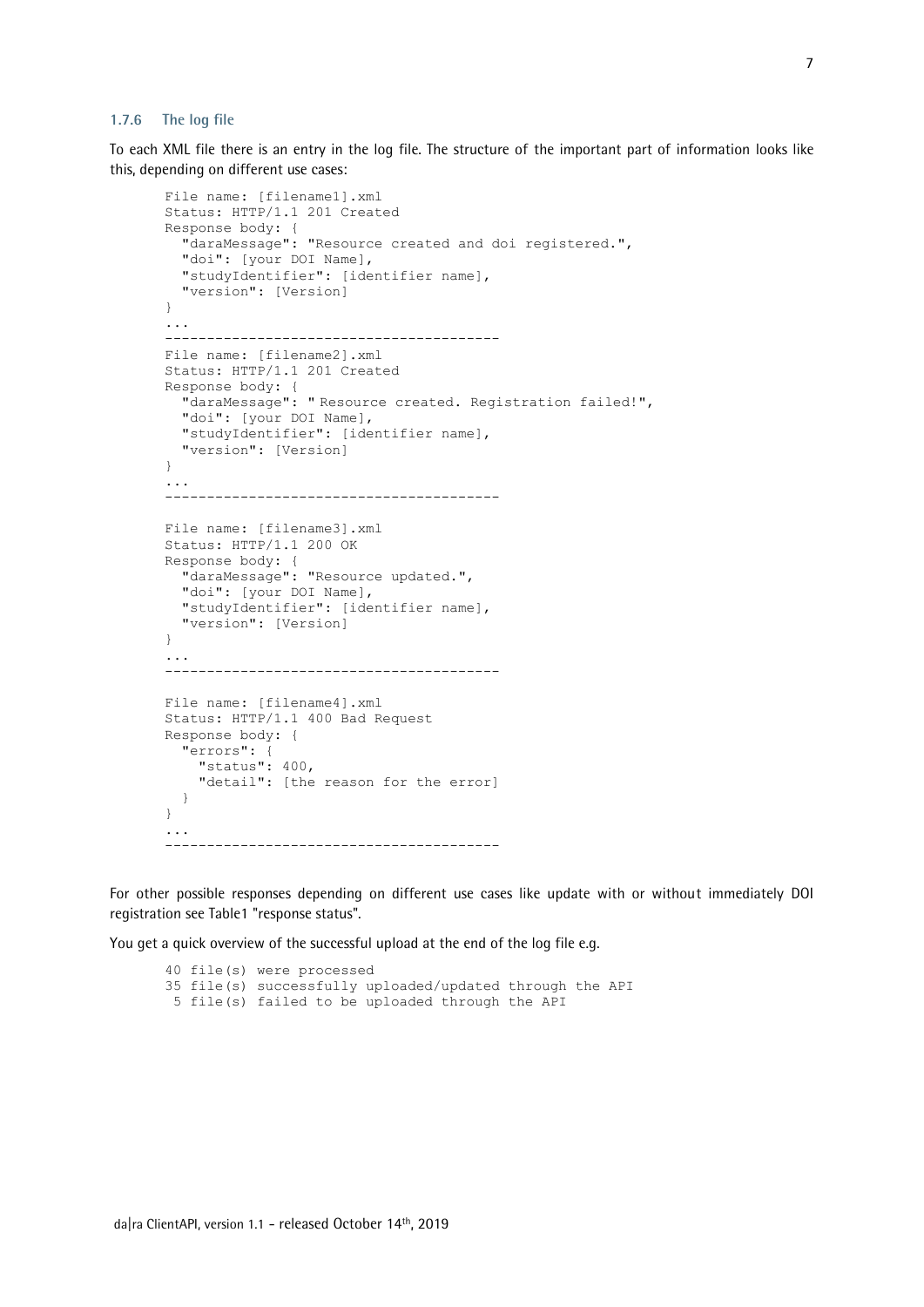### 1.7.6 The log file

To each XML file there is an entry in the log file. The structure of the important part of information looks like this, depending on different use cases:

```
File name: [filename1].xml
Status: HTTP/1.1 201 Created
Response body: {
  "daraMessage": "Resource created and doi registered.",
  "doi": [your DOI Name],
  "studyIdentifier": [identifier name],
  "version": [Version]
}
...
----------------------------------------
File name: [filename2].xml
Status: HTTP/1.1 201 Created
Response body: {
  "daraMessage": " Resource created. Registration failed!",
  "doi": [your DOI Name],
  "studyIdentifier": [identifier name],
  "version": [Version]
}
...
----------------------------------------

File name: [filename3].xml
Status: HTTP/1.1 200 OK
Response body: {
  "daraMessage": "Resource updated.",
  "doi": [your DOI Name],
  "studyIdentifier": [identifier name],
  "version": [Version]
}
...
----------------------------------------

File name: [filename4].xml
Status: HTTP/1.1 400 Bad Request
Response body: {
  "errors": {
    "status": 400,
    "detail": [the reason for the error]
  }
}
...
----------------------------------------
```

For other possible responses depending on different use cases like update with or without immediately DOI registration see Table1 "response status".

You get a quick overview of the successful upload at the end of the log file e.g.

```
40 file(s) were processed
35 file(s) successfully uploaded/updated through the API
 5 file(s) failed to be uploaded through the API
```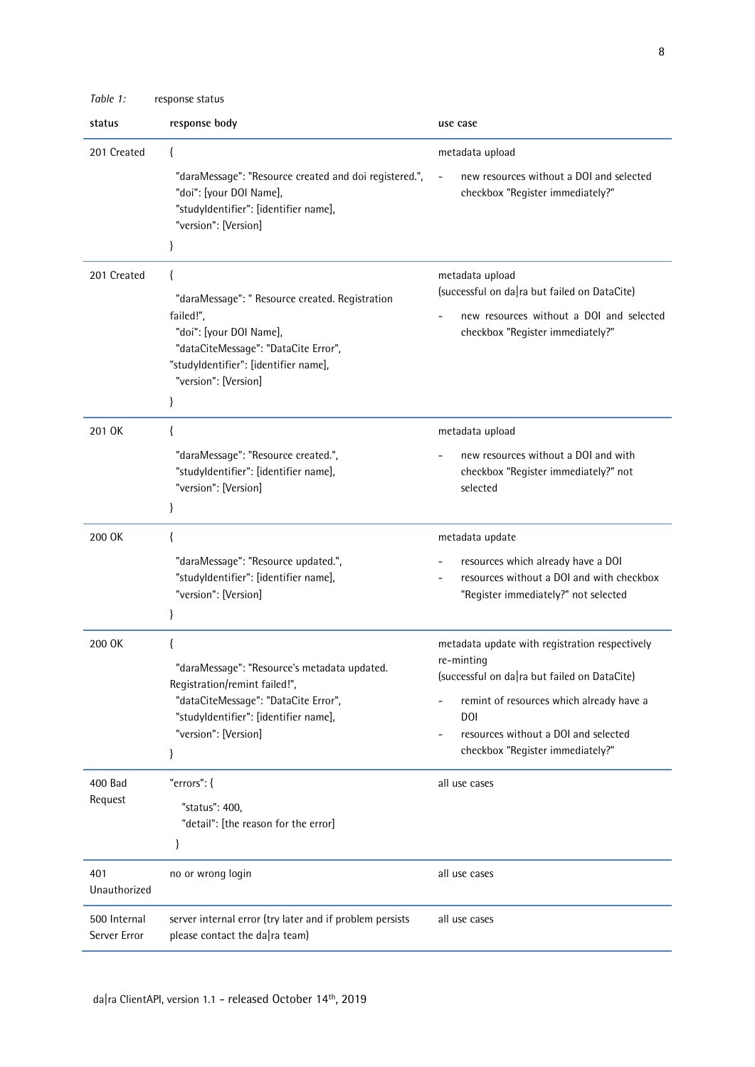*Table 1:* response status

| status | response body | use case |
|---|---|---|
| 201 Created | { "daraMessage": "Resource created and doi registered.", "doi": [your DOI Name], "studyIdentifier": [identifier name], "version": [Version] } | metadata upload<br>- new resources without a DOI and selected checkbox "Register immediately?" |
| 201 Created | { "daraMessage": " Resource created. Registration failed!", "doi": [your DOI Name], "dataCiteMessage": "DataCite Error", "studyIdentifier": [identifier name], "version": [Version] } | metadata upload (successful on da\|ra but failed on DataCite)<br>- new resources without a DOI and selected checkbox "Register immediately?" |
| 201 OK | { "daraMessage": "Resource created.", "studyIdentifier": [identifier name], "version": [Version] } | metadata upload<br>- new resources without a DOI and with checkbox "Register immediately?" not selected |
| 200 OK | { "daraMessage": "Resource updated.", "studyIdentifier": [identifier name], "version": [Version] } | metadata update<br>- resources which already have a DOI<br>- resources without a DOI and with checkbox "Register immediately?" not selected |
| 200 OK | { "daraMessage": "Resource's metadata updated. Registration/remint failed!", "dataCiteMessage": "DataCite Error", "studyIdentifier": [identifier name], "version": [Version] } | metadata update with registration respectively re-minting (successful on da\|ra but failed on DataCite)<br>- remint of resources which already have a DOI<br>- resources without a DOI and selected checkbox "Register immediately?" |
| 400 Bad Request | "errors": { "status": 400, "detail": [the reason for the error] } | all use cases |
| 401 Unauthorized | no or wrong login | all use cases |
| 500 Internal Server Error | server internal error (try later and if problem persists please contact the da\|ra team) | all use cases |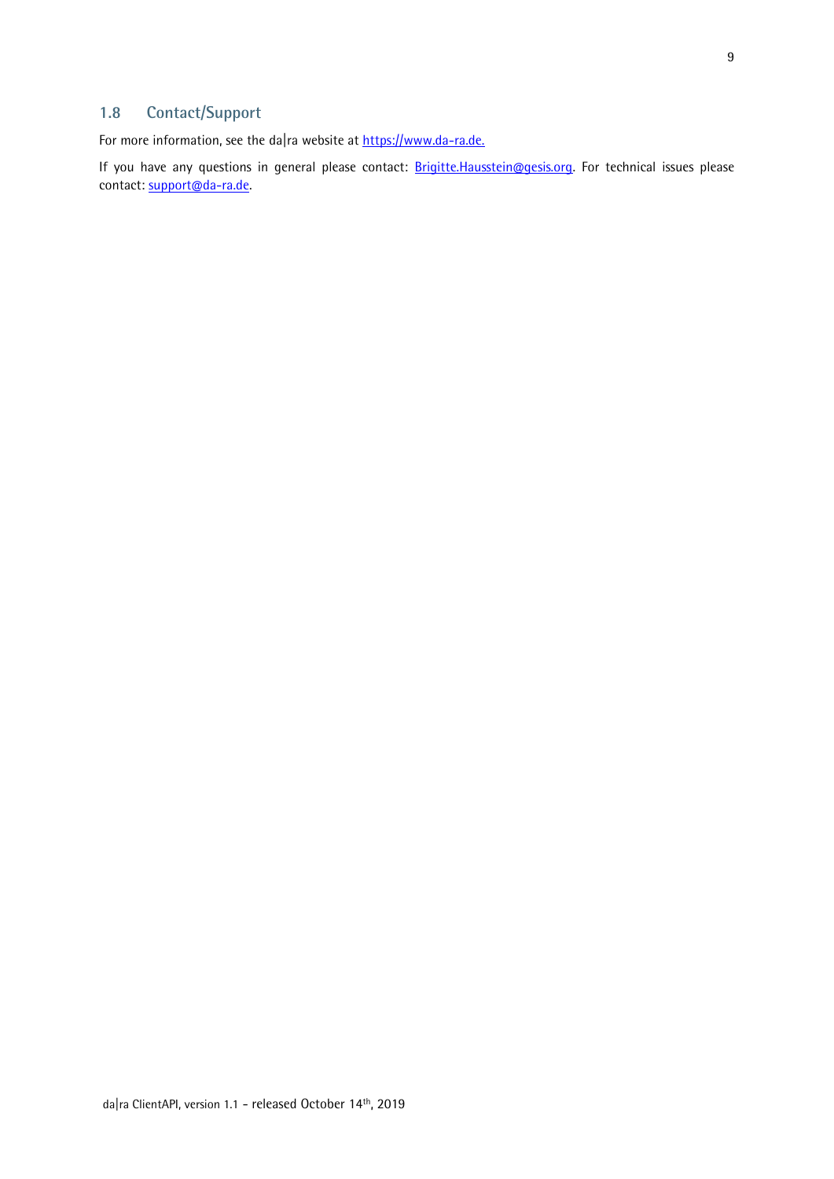## 1.8 Contact/Support

For more information, see the da|ra website at https://www.da-ra.de.

If you have any questions in general please contact: Brigitte.Hausstein@gesis.org. For technical issues please contact: support@da-ra.de.